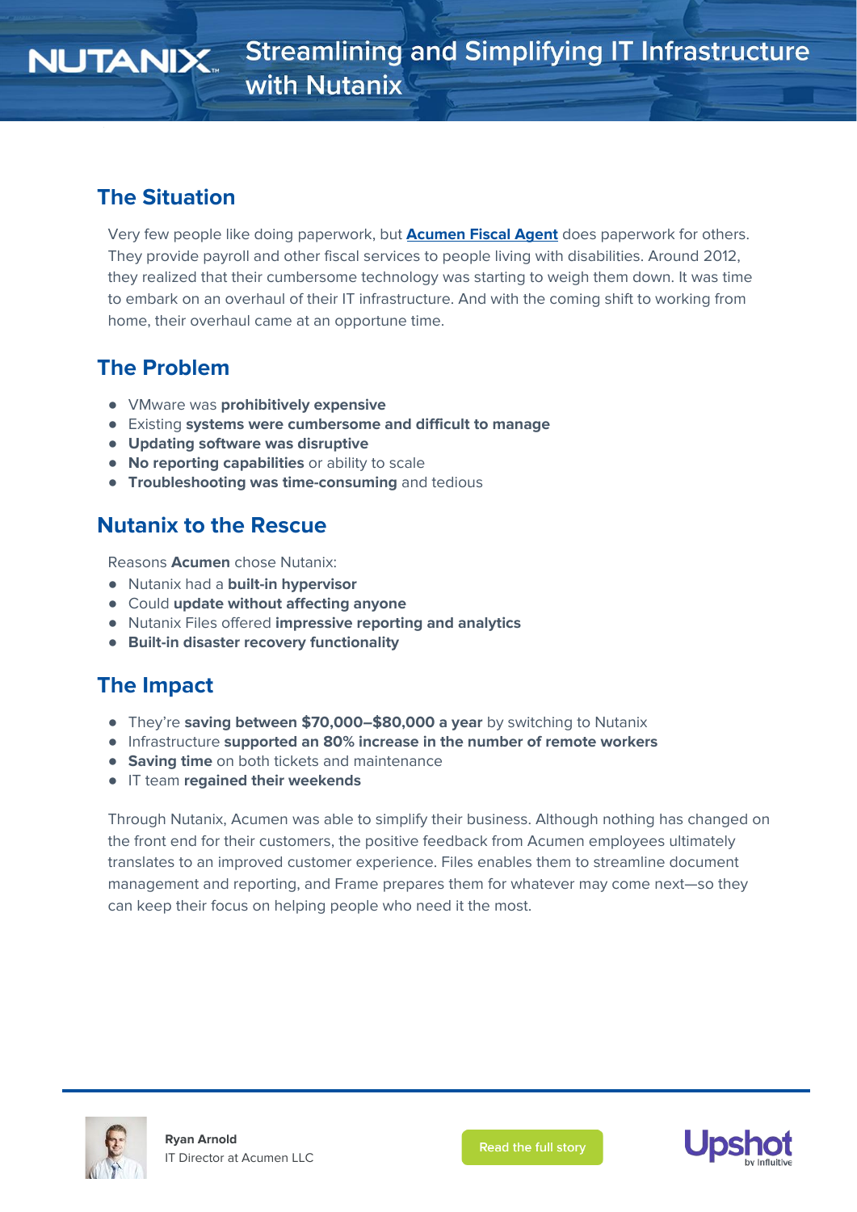# Streamlining and Simplifying IT Infrastructure with Nutanix

## The Situation

Very few people like doing paperwork, but **Acumen Fiscal Agent** does paperwork for others. They provide payroll and other fiscal services to people living with disabilities. Around 2012, they realized that their cumbersome technology was starting to weigh them down. It was time to embark on an overhaul of their IT infrastructure. And with the coming shift to working from home, their overhaul came at an opportune time.

## The Problem

- VMware was **prohibitively expensive**
- Existing **systems were cumbersome and difficult to manage**
- **Updating software was disruptive**
- **No reporting capabilities** or ability to scale
- **Troubleshooting was time-consuming** and tedious

## Nutanix to the Rescue

Reasons **Acumen** chose Nutanix:

- Nutanix had a **built-in hypervisor**
- Could **update without affecting anyone**
- Nutanix Files offered **impressive reporting and analytics**
- **Built-in disaster recovery functionality**

## The Impact

- They're **saving between $70,000–$80,000 a year** by switching to Nutanix
- Infrastructure **supported an 80% increase in the number of remote workers**
- **Saving time** on both tickets and maintenance
- IT team **regained their weekends**

Through Nutanix, Acumen was able to simplify their business. Although nothing has changed on the front end for their customers, the positive feedback from Acumen employees ultimately translates to an improved customer experience. Files enables them to streamline document management and reporting, and Frame prepares them for whatever may come next—so they can keep their focus on helping people who need it the most.

**Ryan Arnold**
IT Director at Acumen LLC

Read the full story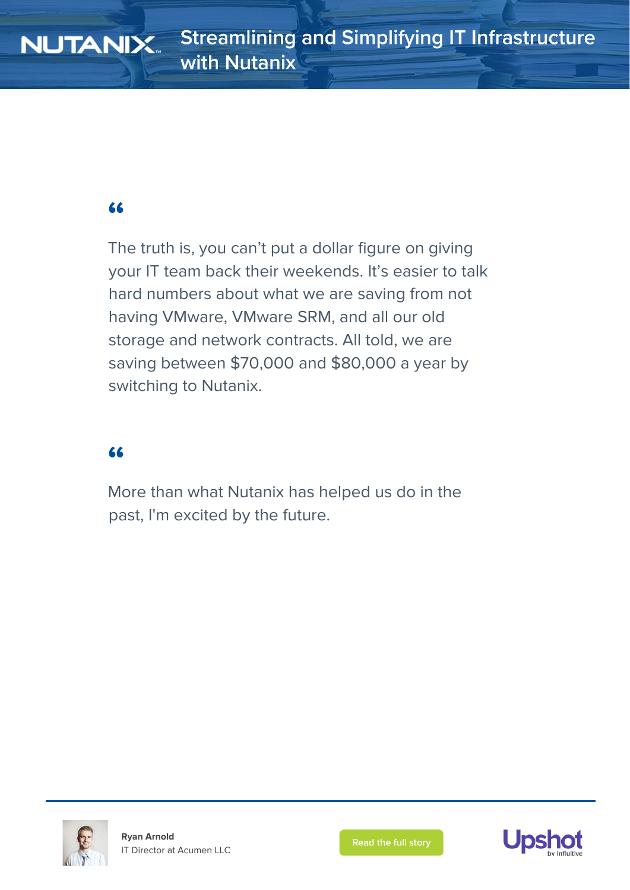# Streamlining and Simplifying IT Infrastructure with Nutanix

> The truth is, you can't put a dollar figure on giving your IT team back their weekends. It's easier to talk hard numbers about what we are saving from not having VMware, VMware SRM, and all our old storage and network contracts. All told, we are saving between $70,000 and $80,000 a year by switching to Nutanix.

> More than what Nutanix has helped us do in the past, I'm excited by the future.

**Ryan Arnold**
IT Director at Acumen LLC

Read the full story